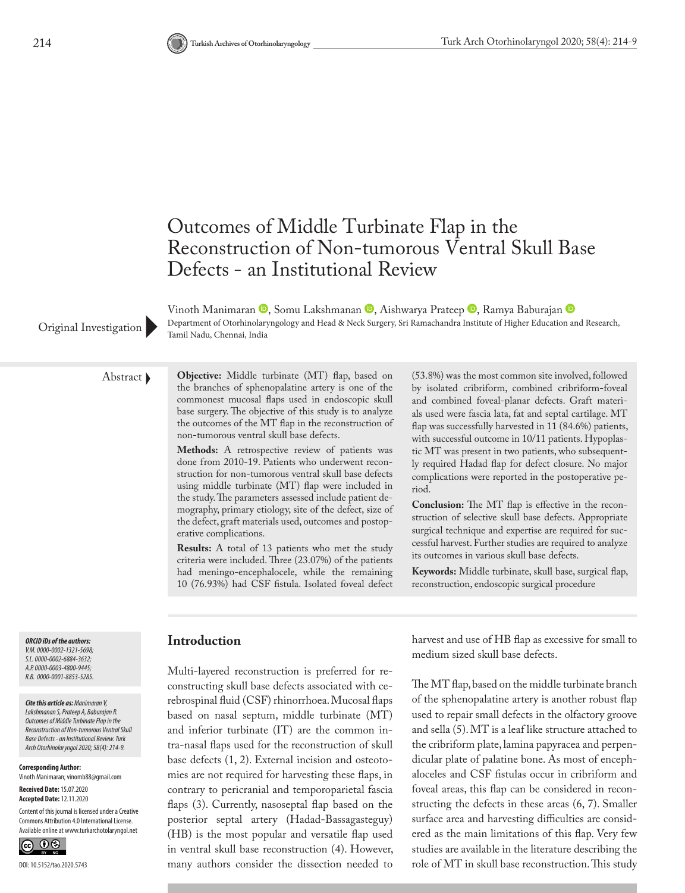# Outcomes of Middle Turbinate Flap in the Reconstruction of Non-tumorous Ventral Skull Base Defects - an Institutional Review

Vinoth Manimaran, Somu Lakshmanan, Aishwarya Prateep, Ramya Baburajan

Department of Otorhinolaryngology and Head & Neck Surgery, Sri Ramachandra Institute of Higher Education and Research, Tamil Nadu, Chennai, India

Original Investigation

## Abstract

**Objective:** Middle turbinate (MT) flap, based on the branches of sphenopalatine artery is one of the commonest mucosal flaps used in endoscopic skull base surgery. The objective of this study is to analyze the outcomes of the MT flap in the reconstruction of non-tumorous ventral skull base defects.

**Methods:** A retrospective review of patients was done from 2010-19. Patients who underwent reconstruction for non-tumorous ventral skull base defects using middle turbinate (MT) flap were included in the study. The parameters assessed include patient demography, primary etiology, site of the defect, size of the defect, graft materials used, outcomes and postoperative complications.

**Results:** A total of 13 patients who met the study criteria were included. Three (23.07%) of the patients had meningo-encephalocele, while the remaining 10 (76.93%) had CSF fistula. Isolated foveal defect (53.8%) was the most common site involved, followed by isolated cribriform, combined cribriform-foveal and combined foveal-planar defects. Graft materials used were fascia lata, fat and septal cartilage. MT flap was successfully harvested in 11 (84.6%) patients, with successful outcome in 10/11 patients. Hypoplastic MT was present in two patients, who subsequently required Hadad flap for defect closure. No major complications were reported in the postoperative period.

**Conclusion:** The MT flap is effective in the reconstruction of selective skull base defects. Appropriate surgical technique and expertise are required for successful harvest. Further studies are required to analyze its outcomes in various skull base defects.

**Keywords:** Middle turbinate, skull base, surgical flap, reconstruction, endoscopic surgical procedure

***ORCID iDs of the authors:***
*V.M. 0000-0002-1321-5698;*
*S.L. 0000-0002-6884-3632;*
*A.P. 0000-0003-4800-9445;*
*R.B. 0000-0001-8853-5285.*

***Cite this article as:** Manimaran V, Lakshmanan S, Prateep A, Baburajan R. Outcomes of Middle Turbinate Flap in the Reconstruction of Non-tumorous Ventral Skull Base Defects - an Institutional Review. Turk Arch Otorhinolaryngol 2020; 58(4): 214-9.*

**Corresponding Author:**
Vinoth Manimaran; vinomb88@gmail.com

**Received Date:** 15.07.2020
**Accepted Date:** 12.11.2020

Content of this journal is licensed under a Creative Commons Attribution 4.0 International License. Available online at www.turkarchotolaryngol.net

DOI: 10.5152/tao.2020.5743

## Introduction

Multi-layered reconstruction is preferred for reconstructing skull base defects associated with cerebrospinal fluid (CSF) rhinorrhoea. Mucosal flaps based on nasal septum, middle turbinate (MT) and inferior turbinate (IT) are the common intra-nasal flaps used for the reconstruction of skull base defects (1, 2). External incision and osteotomies are not required for harvesting these flaps, in contrary to pericranial and temporoparietal fascia flaps (3). Currently, nasoseptal flap based on the posterior septal artery (Hadad-Bassagasteguy) (HB) is the most popular and versatile flap used in ventral skull base reconstruction (4). However, many authors consider the dissection needed to harvest and use of HB flap as excessive for small to medium sized skull base defects.

The MT flap, based on the middle turbinate branch of the sphenopalatine artery is another robust flap used to repair small defects in the olfactory groove and sella (5). MT is a leaf like structure attached to the cribriform plate, lamina papyracea and perpendicular plate of palatine bone. As most of encephaloceles and CSF fistulas occur in cribriform and foveal areas, this flap can be considered in reconstructing the defects in these areas (6, 7). Smaller surface area and harvesting difficulties are considered as the main limitations of this flap. Very few studies are available in the literature describing the role of MT in skull base reconstruction. This study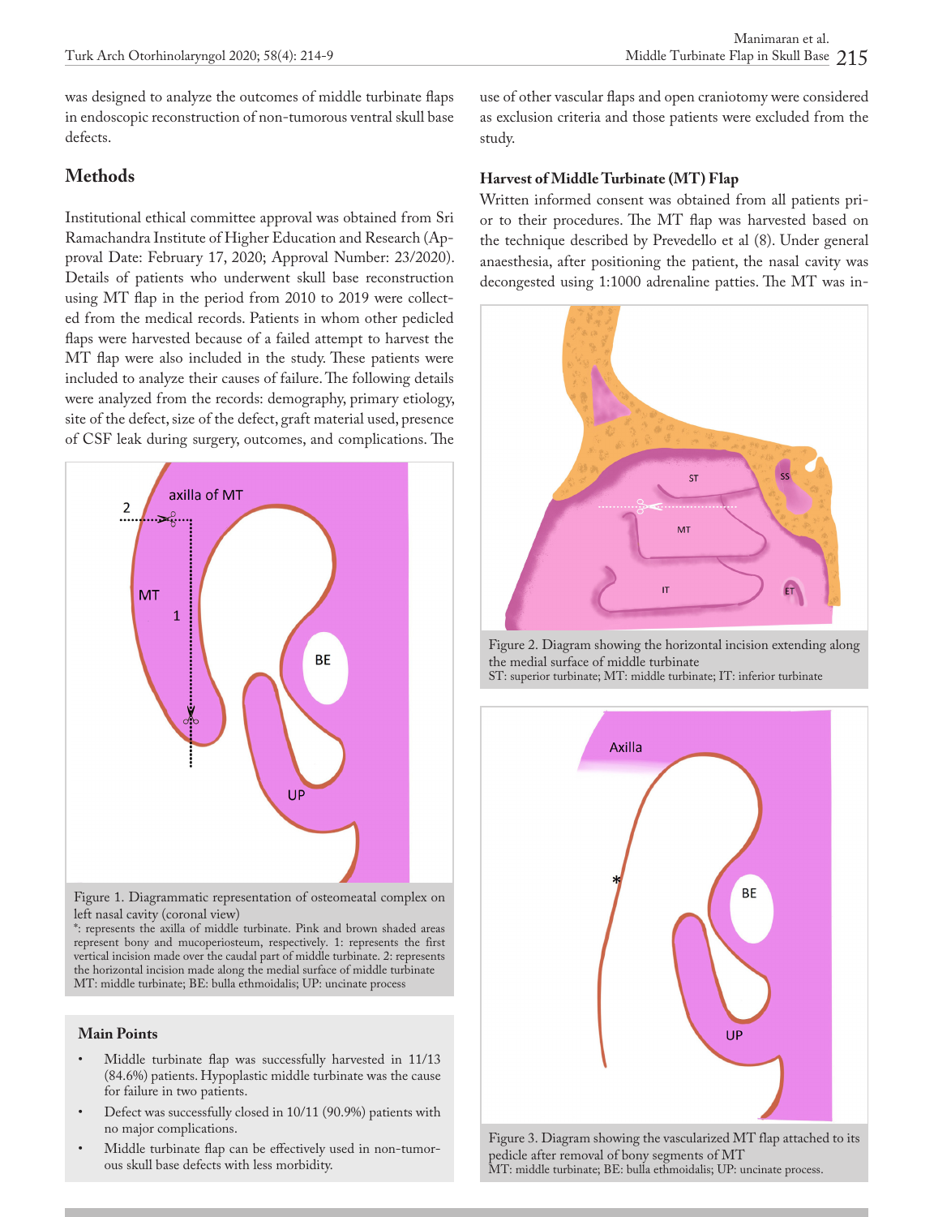was designed to analyze the outcomes of middle turbinate flaps in endoscopic reconstruction of non-tumorous ventral skull base defects.

## Methods

Institutional ethical committee approval was obtained from Sri Ramachandra Institute of Higher Education and Research (Approval Date: February 17, 2020; Approval Number: 23/2020). Details of patients who underwent skull base reconstruction using MT flap in the period from 2010 to 2019 were collected from the medical records. Patients in whom other pedicled flaps were harvested because of a failed attempt to harvest the MT flap were also included in the study. These patients were included to analyze their causes of failure. The following details were analyzed from the records: demography, primary etiology, site of the defect, size of the defect, graft material used, presence of CSF leak during surgery, outcomes, and complications. The use of other vascular flaps and open craniotomy were considered as exclusion criteria and those patients were excluded from the study.

Figure 1. Diagrammatic representation of osteomeatal complex on left nasal cavity (coronal view)
*: represents the axilla of middle turbinate. Pink and brown shaded areas represent bony and mucoperiosteum, respectively. 1: represents the first vertical incision made over the caudal part of middle turbinate. 2: represents the horizontal incision made along the medial surface of middle turbinate
MT: middle turbinate; BE: bulla ethmoidalis; UP: uncinate process

### Main Points

- Middle turbinate flap was successfully harvested in 11/13 (84.6%) patients. Hypoplastic middle turbinate was the cause for failure in two patients.
- Defect was successfully closed in 10/11 (90.9%) patients with no major complications.
- Middle turbinate flap can be effectively used in non-tumorous skull base defects with less morbidity.

### Harvest of Middle Turbinate (MT) Flap

Written informed consent was obtained from all patients prior to their procedures. The MT flap was harvested based on the technique described by Prevedello et al (8). Under general anaesthesia, after positioning the patient, the nasal cavity was decongested using 1:1000 adrenaline patties. The MT was in-

Figure 2. Diagram showing the horizontal incision extending along the medial surface of middle turbinate
ST: superior turbinate; MT: middle turbinate; IT: inferior turbinate

Figure 3. Diagram showing the vascularized MT flap attached to its pedicle after removal of bony segments of MT
MT: middle turbinate; BE: bulla ethmoidalis; UP: uncinate process.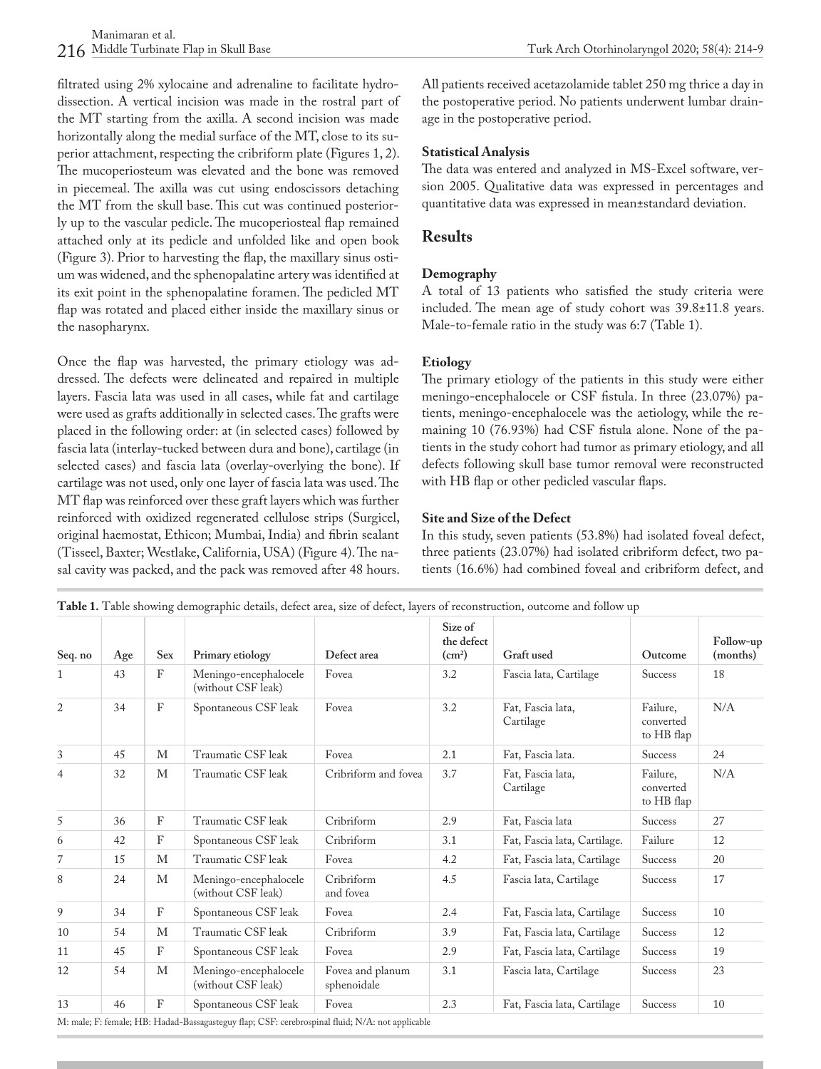filtrated using 2% xylocaine and adrenaline to facilitate hydrodissection. A vertical incision was made in the rostral part of the MT starting from the axilla. A second incision was made horizontally along the medial surface of the MT, close to its superior attachment, respecting the cribriform plate (Figures 1, 2). The mucoperiosteum was elevated and the bone was removed in piecemeal. The axilla was cut using endoscissors detaching the MT from the skull base. This cut was continued posteriorly up to the vascular pedicle. The mucoperiosteal flap remained attached only at its pedicle and unfolded like and open book (Figure 3). Prior to harvesting the flap, the maxillary sinus ostium was widened, and the sphenopalatine artery was identified at its exit point in the sphenopalatine foramen. The pedicled MT flap was rotated and placed either inside the maxillary sinus or the nasopharynx.

Once the flap was harvested, the primary etiology was addressed. The defects were delineated and repaired in multiple layers. Fascia lata was used in all cases, while fat and cartilage were used as grafts additionally in selected cases. The grafts were placed in the following order: at (in selected cases) followed by fascia lata (interlay-tucked between dura and bone), cartilage (in selected cases) and fascia lata (overlay-overlying the bone). If cartilage was not used, only one layer of fascia lata was used. The MT flap was reinforced over these graft layers which was further reinforced with oxidized regenerated cellulose strips (Surgicel, original haemostat, Ethicon; Mumbai, India) and fibrin sealant (Tisseel, Baxter; Westlake, California, USA) (Figure 4). The nasal cavity was packed, and the pack was removed after 48 hours.

All patients received acetazolamide tablet 250 mg thrice a day in the postoperative period. No patients underwent lumbar drainage in the postoperative period.

### Statistical Analysis

The data was entered and analyzed in MS-Excel software, version 2005. Qualitative data was expressed in percentages and quantitative data was expressed in mean±standard deviation.

## Results

### Demography

A total of 13 patients who satisfied the study criteria were included. The mean age of study cohort was 39.8±11.8 years. Male-to-female ratio in the study was 6:7 (Table 1).

### Etiology

The primary etiology of the patients in this study were either meningo-encephalocele or CSF fistula. In three (23.07%) patients, meningo-encephalocele was the aetiology, while the remaining 10 (76.93%) had CSF fistula alone. None of the patients in the study cohort had tumor as primary etiology, and all defects following skull base tumor removal were reconstructed with HB flap or other pedicled vascular flaps.

### Site and Size of the Defect

In this study, seven patients (53.8%) had isolated foveal defect, three patients (23.07%) had isolated cribriform defect, two patients (16.6%) had combined foveal and cribriform defect, and

**Table 1.** Table showing demographic details, defect area, size of defect, layers of reconstruction, outcome and follow up

| Seq. no | Age | Sex | Primary etiology | Defect area | Size of the defect (cm²) | Graft used | Outcome | Follow-up (months) |
|---|---|---|---|---|---|---|---|---|
| 1 | 43 | F | Meningo-encephalocele (without CSF leak) | Fovea | 3.2 | Fascia lata, Cartilage | Success | 18 |
| 2 | 34 | F | Spontaneous CSF leak | Fovea | 3.2 | Fat, Fascia lata, Cartilage | Failure, converted to HB flap | N/A |
| 3 | 45 | M | Traumatic CSF leak | Fovea | 2.1 | Fat, Fascia lata. | Success | 24 |
| 4 | 32 | M | Traumatic CSF leak | Cribriform and fovea | 3.7 | Fat, Fascia lata, Cartilage | Failure, converted to HB flap | N/A |
| 5 | 36 | F | Traumatic CSF leak | Cribriform | 2.9 | Fat, Fascia lata | Success | 27 |
| 6 | 42 | F | Spontaneous CSF leak | Cribriform | 3.1 | Fat, Fascia lata, Cartilage. | Failure | 12 |
| 7 | 15 | M | Traumatic CSF leak | Fovea | 4.2 | Fat, Fascia lata, Cartilage | Success | 20 |
| 8 | 24 | M | Meningo-encephalocele (without CSF leak) | Cribriform and fovea | 4.5 | Fascia lata, Cartilage | Success | 17 |
| 9 | 34 | F | Spontaneous CSF leak | Fovea | 2.4 | Fat, Fascia lata, Cartilage | Success | 10 |
| 10 | 54 | M | Traumatic CSF leak | Cribriform | 3.9 | Fat, Fascia lata, Cartilage | Success | 12 |
| 11 | 45 | F | Spontaneous CSF leak | Fovea | 2.9 | Fat, Fascia lata, Cartilage | Success | 19 |
| 12 | 54 | M | Meningo-encephalocele (without CSF leak) | Fovea and planum sphenoidale | 3.1 | Fascia lata, Cartilage | Success | 23 |
| 13 | 46 | F | Spontaneous CSF leak | Fovea | 2.3 | Fat, Fascia lata, Cartilage | Success | 10 |

M: male; F: female; HB: Hadad-Bassagasteguy flap; CSF: cerebrospinal fluid; N/A: not applicable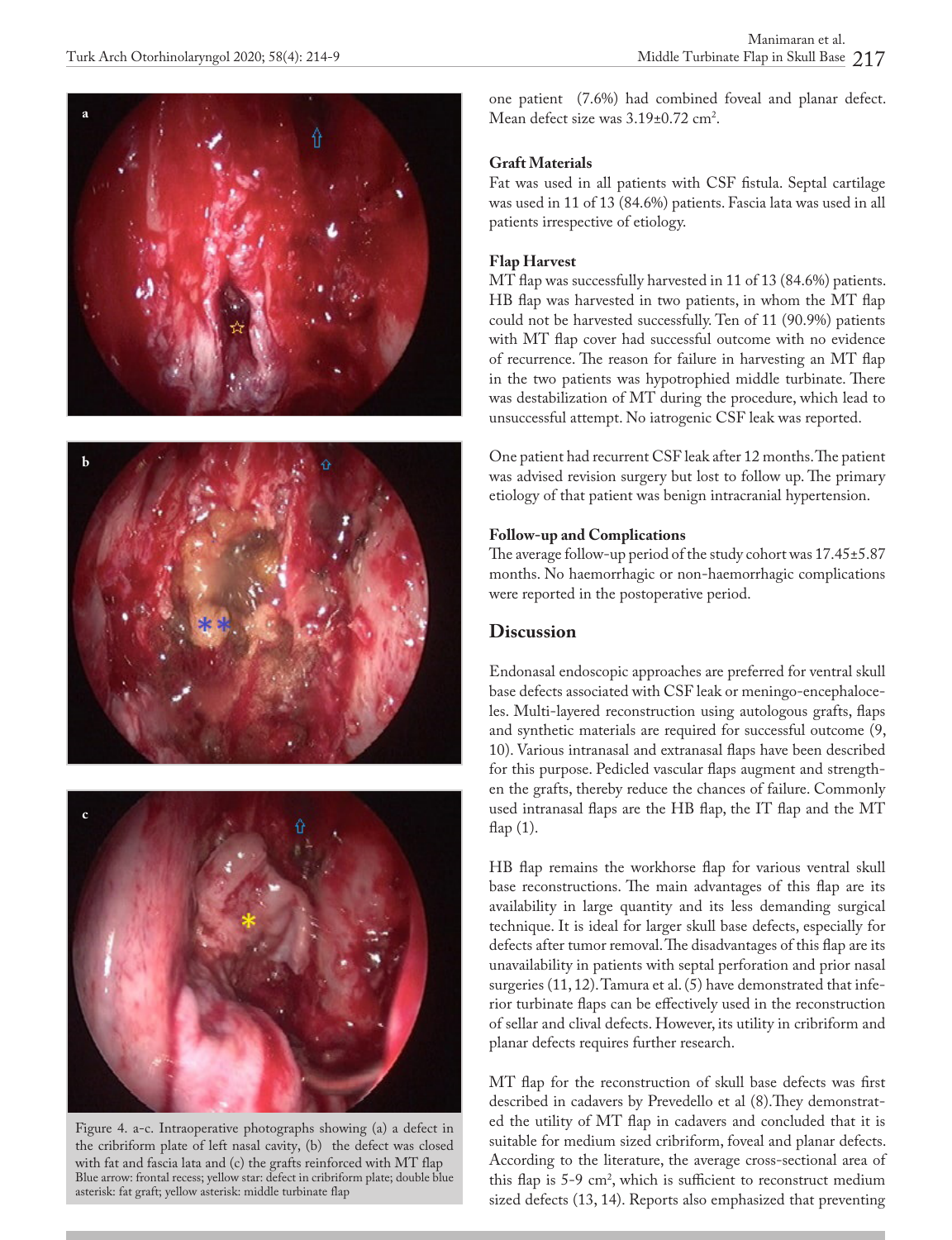Figure 4. a-c. Intraoperative photographs showing (a) a defect in the cribriform plate of left nasal cavity, (b) the defect was closed with fat and fascia lata and (c) the grafts reinforced with MT flap
Blue arrow: frontal recess; yellow star: defect in cribriform plate; double blue asterisk: fat graft; yellow asterisk: middle turbinate flap

one patient (7.6%) had combined foveal and planar defect. Mean defect size was 3.19±0.72 cm$^2$.

### Graft Materials

Fat was used in all patients with CSF fistula. Septal cartilage was used in 11 of 13 (84.6%) patients. Fascia lata was used in all patients irrespective of etiology.

### Flap Harvest

MT flap was successfully harvested in 11 of 13 (84.6%) patients. HB flap was harvested in two patients, in whom the MT flap could not be harvested successfully. Ten of 11 (90.9%) patients with MT flap cover had successful outcome with no evidence of recurrence. The reason for failure in harvesting an MT flap in the two patients was hypotrophied middle turbinate. There was destabilization of MT during the procedure, which lead to unsuccessful attempt. No iatrogenic CSF leak was reported.

One patient had recurrent CSF leak after 12 months. The patient was advised revision surgery but lost to follow up. The primary etiology of that patient was benign intracranial hypertension.

### Follow-up and Complications

The average follow-up period of the study cohort was 17.45±5.87 months. No haemorrhagic or non-haemorrhagic complications were reported in the postoperative period.

## Discussion

Endonasal endoscopic approaches are preferred for ventral skull base defects associated with CSF leak or meningo-encephaloceles. Multi-layered reconstruction using autologous grafts, flaps and synthetic materials are required for successful outcome (9, 10). Various intranasal and extranasal flaps have been described for this purpose. Pedicled vascular flaps augment and strengthen the grafts, thereby reduce the chances of failure. Commonly used intranasal flaps are the HB flap, the IT flap and the MT flap (1).

HB flap remains the workhorse flap for various ventral skull base reconstructions. The main advantages of this flap are its availability in large quantity and its less demanding surgical technique. It is ideal for larger skull base defects, especially for defects after tumor removal. The disadvantages of this flap are its unavailability in patients with septal perforation and prior nasal surgeries (11, 12). Tamura et al. (5) have demonstrated that inferior turbinate flaps can be effectively used in the reconstruction of sellar and clival defects. However, its utility in cribriform and planar defects requires further research.

MT flap for the reconstruction of skull base defects was first described in cadavers by Prevedello et al (8). They demonstrated the utility of MT flap in cadavers and concluded that it is suitable for medium sized cribriform, foveal and planar defects. According to the literature, the average cross-sectional area of this flap is 5-9 cm$^2$, which is sufficient to reconstruct medium sized defects (13, 14). Reports also emphasized that preventing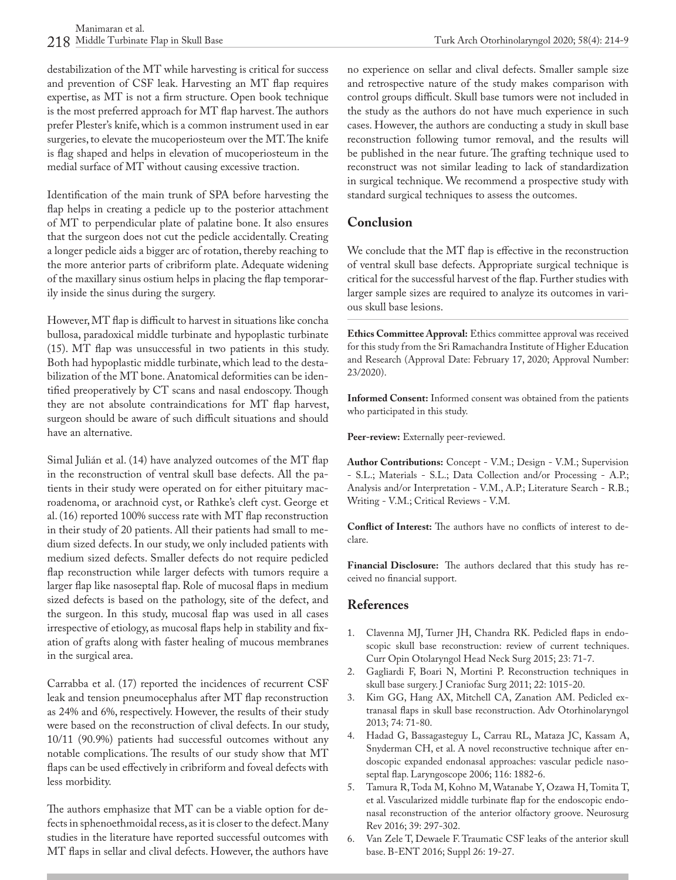destabilization of the MT while harvesting is critical for success and prevention of CSF leak. Harvesting an MT flap requires expertise, as MT is not a firm structure. Open book technique is the most preferred approach for MT flap harvest. The authors prefer Plester's knife, which is a common instrument used in ear surgeries, to elevate the mucoperiosteum over the MT. The knife is flag shaped and helps in elevation of mucoperiosteum in the medial surface of MT without causing excessive traction.

Identification of the main trunk of SPA before harvesting the flap helps in creating a pedicle up to the posterior attachment of MT to perpendicular plate of palatine bone. It also ensures that the surgeon does not cut the pedicle accidentally. Creating a longer pedicle aids a bigger arc of rotation, thereby reaching to the more anterior parts of cribriform plate. Adequate widening of the maxillary sinus ostium helps in placing the flap temporarily inside the sinus during the surgery.

However, MT flap is difficult to harvest in situations like concha bullosa, paradoxical middle turbinate and hypoplastic turbinate (15). MT flap was unsuccessful in two patients in this study. Both had hypoplastic middle turbinate, which lead to the destabilization of the MT bone. Anatomical deformities can be identified preoperatively by CT scans and nasal endoscopy. Though they are not absolute contraindications for MT flap harvest, surgeon should be aware of such difficult situations and should have an alternative.

Simal Julián et al. (14) have analyzed outcomes of the MT flap in the reconstruction of ventral skull base defects. All the patients in their study were operated on for either pituitary macroadenoma, or arachnoid cyst, or Rathke's cleft cyst. George et al. (16) reported 100% success rate with MT flap reconstruction in their study of 20 patients. All their patients had small to medium sized defects. In our study, we only included patients with medium sized defects. Smaller defects do not require pedicled flap reconstruction while larger defects with tumors require a larger flap like nasoseptal flap. Role of mucosal flaps in medium sized defects is based on the pathology, site of the defect, and the surgeon. In this study, mucosal flap was used in all cases irrespective of etiology, as mucosal flaps help in stability and fixation of grafts along with faster healing of mucous membranes in the surgical area.

Carrabba et al. (17) reported the incidences of recurrent CSF leak and tension pneumocephalus after MT flap reconstruction as 24% and 6%, respectively. However, the results of their study were based on the reconstruction of clival defects. In our study, 10/11 (90.9%) patients had successful outcomes without any notable complications. The results of our study show that MT flaps can be used effectively in cribriform and foveal defects with less morbidity.

The authors emphasize that MT can be a viable option for defects in sphenoethmoidal recess, as it is closer to the defect. Many studies in the literature have reported successful outcomes with MT flaps in sellar and clival defects. However, the authors have no experience on sellar and clival defects. Smaller sample size and retrospective nature of the study makes comparison with control groups difficult. Skull base tumors were not included in the study as the authors do not have much experience in such cases. However, the authors are conducting a study in skull base reconstruction following tumor removal, and the results will be published in the near future. The grafting technique used to reconstruct was not similar leading to lack of standardization in surgical technique. We recommend a prospective study with standard surgical techniques to assess the outcomes.

## Conclusion

We conclude that the MT flap is effective in the reconstruction of ventral skull base defects. Appropriate surgical technique is critical for the successful harvest of the flap. Further studies with larger sample sizes are required to analyze its outcomes in various skull base lesions.

**Ethics Committee Approval:** Ethics committee approval was received for this study from the Sri Ramachandra Institute of Higher Education and Research (Approval Date: February 17, 2020; Approval Number: 23/2020).

**Informed Consent:** Informed consent was obtained from the patients who participated in this study.

**Peer-review:** Externally peer-reviewed.

**Author Contributions:** Concept - V.M.; Design - V.M.; Supervision - S.L.; Materials - S.L.; Data Collection and/or Processing - A.P.; Analysis and/or Interpretation - V.M., A.P.; Literature Search - R.B.; Writing - V.M.; Critical Reviews - V.M.

**Conflict of Interest:** The authors have no conflicts of interest to declare.

**Financial Disclosure:** The authors declared that this study has received no financial support.

## References

1. Clavenna MJ, Turner JH, Chandra RK. Pedicled flaps in endoscopic skull base reconstruction: review of current techniques. Curr Opin Otolaryngol Head Neck Surg 2015; 23: 71-7.
2. Gagliardi F, Boari N, Mortini P. Reconstruction techniques in skull base surgery. J Craniofac Surg 2011; 22: 1015-20.
3. Kim GG, Hang AX, Mitchell CA, Zanation AM. Pedicled extranasal flaps in skull base reconstruction. Adv Otorhinolaryngol 2013; 74: 71-80.
4. Hadad G, Bassagasteguy L, Carrau RL, Mataza JC, Kassam A, Snyderman CH, et al. A novel reconstructive technique after endoscopic expanded endonasal approaches: vascular pedicle nasoseptal flap. Laryngoscope 2006; 116: 1882-6.
5. Tamura R, Toda M, Kohno M, Watanabe Y, Ozawa H, Tomita T, et al. Vascularized middle turbinate flap for the endoscopic endonasal reconstruction of the anterior olfactory groove. Neurosurg Rev 2016; 39: 297-302.
6. Van Zele T, Dewaele F. Traumatic CSF leaks of the anterior skull base. B-ENT 2016; Suppl 26: 19-27.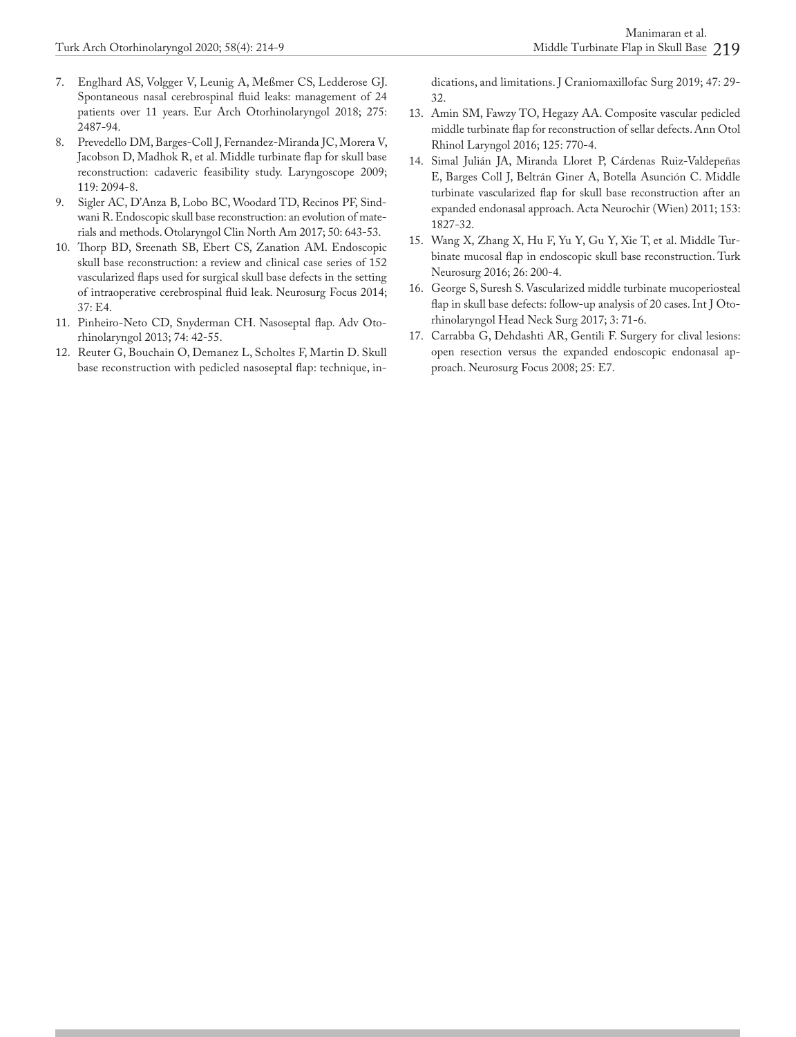7. Englhard AS, Volgger V, Leunig A, Meßmer CS, Ledderose GJ. Spontaneous nasal cerebrospinal fluid leaks: management of 24 patients over 11 years. Eur Arch Otorhinolaryngol 2018; 275: 2487-94.
8. Prevedello DM, Barges-Coll J, Fernandez-Miranda JC, Morera V, Jacobson D, Madhok R, et al. Middle turbinate flap for skull base reconstruction: cadaveric feasibility study. Laryngoscope 2009; 119: 2094-8.
9. Sigler AC, D'Anza B, Lobo BC, Woodard TD, Recinos PF, Sindwani R. Endoscopic skull base reconstruction: an evolution of materials and methods. Otolaryngol Clin North Am 2017; 50: 643-53.
10. Thorp BD, Sreenath SB, Ebert CS, Zanation AM. Endoscopic skull base reconstruction: a review and clinical case series of 152 vascularized flaps used for surgical skull base defects in the setting of intraoperative cerebrospinal fluid leak. Neurosurg Focus 2014; 37: E4.
11. Pinheiro-Neto CD, Snyderman CH. Nasoseptal flap. Adv Otorhinolaryngol 2013; 74: 42-55.
12. Reuter G, Bouchain O, Demanez L, Scholtes F, Martin D. Skull base reconstruction with pedicled nasoseptal flap: technique, indications, and limitations. J Craniomaxillofac Surg 2019; 47: 29-32.
13. Amin SM, Fawzy TO, Hegazy AA. Composite vascular pedicled middle turbinate flap for reconstruction of sellar defects. Ann Otol Rhinol Laryngol 2016; 125: 770-4.
14. Simal Julián JA, Miranda Lloret P, Cárdenas Ruiz-Valdepeñas E, Barges Coll J, Beltrán Giner A, Botella Asunción C. Middle turbinate vascularized flap for skull base reconstruction after an expanded endonasal approach. Acta Neurochir (Wien) 2011; 153: 1827-32.
15. Wang X, Zhang X, Hu F, Yu Y, Gu Y, Xie T, et al. Middle Turbinate mucosal flap in endoscopic skull base reconstruction. Turk Neurosurg 2016; 26: 200-4.
16. George S, Suresh S. Vascularized middle turbinate mucoperiosteal flap in skull base defects: follow-up analysis of 20 cases. Int J Otorhinolaryngol Head Neck Surg 2017; 3: 71-6.
17. Carrabba G, Dehdashti AR, Gentili F. Surgery for clival lesions: open resection versus the expanded endoscopic endonasal approach. Neurosurg Focus 2008; 25: E7.